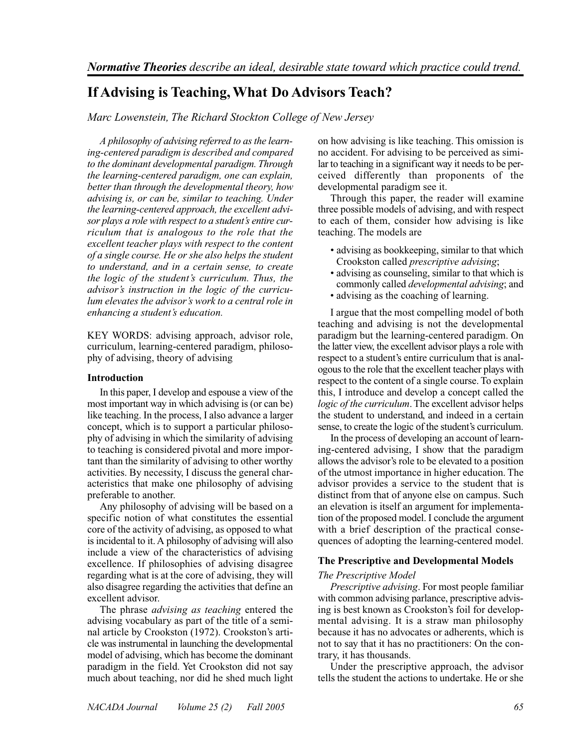*Normative Theories describe an ideal, desirable state toward which practice could trend.*

# If Advising is Teaching, What Do Advisors Teach?

*Marc Lowenstein, The Richard Stockton College of New Jersey*

*A philosophy of advising referred to as the learning-centered paradigm is described and compared to the dominant developmental paradigm. Through the learning-centered paradigm, one can explain, better than through the developmental theory, how advising is, or can be, similar to teaching. Under the learning-centered approach, the excellent advisor plays a role with respect to a student's entire curriculum that is analogous to the role that the excellent teacher plays with respect to the content of a single course. He or she also helps the student to understand, and in a certain sense, to create the logic of the student's curriculum. Thus, the advisor's instruction in the logic of the curriculum elevates the advisor's work to a central role in enhancing a student's education.*

KEY WORDS: advising approach, advisor role, curriculum, learning-centered paradigm, philosophy of advising, theory of advising

## Introduction

In this paper, I develop and espouse a view of the most important way in which advising is (or can be) like teaching. In the process, I also advance a larger concept, which is to support a particular philosophy of advising in which the similarity of advising to teaching is considered pivotal and more important than the similarity of advising to other worthy activities. By necessity, I discuss the general characteristics that make one philosophy of advising preferable to another.

Any philosophy of advising will be based on a specific notion of what constitutes the essential core of the activity of advising, as opposed to what is incidental to it. A philosophy of advising will also include a view of the characteristics of advising excellence. If philosophies of advising disagree regarding what is at the core of advising, they will also disagree regarding the activities that define an excellent advisor.

The phrase *advising as teaching* entered the advising vocabulary as part of the title of a seminal article by Crookston (1972). Crookston's article was instrumental in launching the developmental model of advising, which has become the dominant paradigm in the field. Yet Crookston did not say much about teaching, nor did he shed much light on how advising is like teaching. This omission is no accident. For advising to be perceived as similar to teaching in a significant way it needs to be perceived differently than proponents of the developmental paradigm see it.

Through this paper, the reader will examine three possible models of advising, and with respect to each of them, consider how advising is like teaching. The models are

- advising as bookkeeping, similar to that which Crookston called *prescriptive advising*;
- advising as counseling, similar to that which is commonly called *developmental advising*; and
- advising as the coaching of learning.

I argue that the most compelling model of both teaching and advising is not the developmental paradigm but the learning-centered paradigm. On the latter view, the excellent advisor plays a role with respect to a student's entire curriculum that is analogous to the role that the excellent teacher plays with respect to the content of a single course. To explain this, I introduce and develop a concept called the *logic of the curriculum*. The excellent advisor helps the student to understand, and indeed in a certain sense, to create the logic of the student's curriculum.

In the process of developing an account of learning-centered advising, I show that the paradigm allows the advisor's role to be elevated to a position of the utmost importance in higher education. The advisor provides a service to the student that is distinct from that of anyone else on campus. Such an elevation is itself an argument for implementation of the proposed model. I conclude the argument with a brief description of the practical consequences of adopting the learning-centered model.

## The Prescriptive and Developmental Models

### The Prescriptive Model

*Prescriptive advising*. For most people familiar with common advising parlance, prescriptive advising is best known as Crookston's foil for developmental advising. It is a straw man philosophy because it has no advocates or adherents, which is not to say that it has no practitioners: On the contrary, it has thousands.

Under the prescriptive approach, the advisor tells the student the actions to undertake. He or she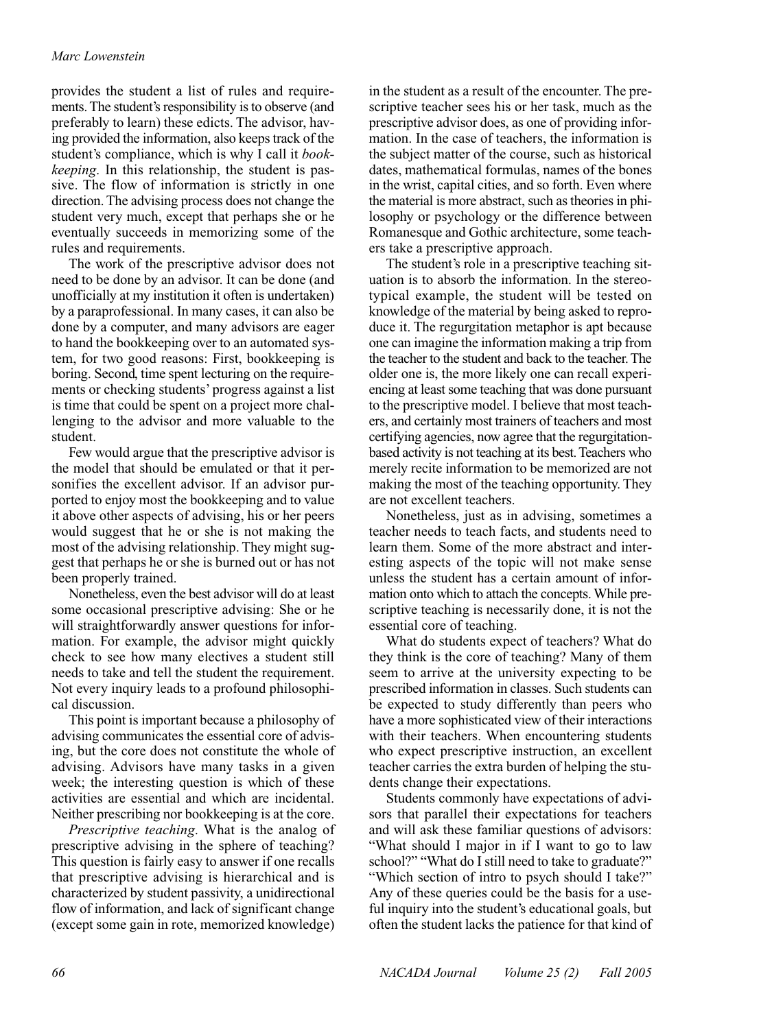provides the student a list of rules and requirements. The student's responsibility is to observe (and preferably to learn) these edicts. The advisor, having provided the information, also keeps track of the student's compliance, which is why I call it *bookkeeping*. In this relationship, the student is passive. The flow of information is strictly in one direction. The advising process does not change the student very much, except that perhaps she or he eventually succeeds in memorizing some of the rules and requirements.

The work of the prescriptive advisor does not need to be done by an advisor. It can be done (and unofficially at my institution it often is undertaken) by a paraprofessional. In many cases, it can also be done by a computer, and many advisors are eager to hand the bookkeeping over to an automated system, for two good reasons: First, bookkeeping is boring. Second, time spent lecturing on the requirements or checking students' progress against a list is time that could be spent on a project more challenging to the advisor and more valuable to the student.

Few would argue that the prescriptive advisor is the model that should be emulated or that it personifies the excellent advisor. If an advisor purported to enjoy most the bookkeeping and to value it above other aspects of advising, his or her peers would suggest that he or she is not making the most of the advising relationship. They might suggest that perhaps he or she is burned out or has not been properly trained.

Nonetheless, even the best advisor will do at least some occasional prescriptive advising: She or he will straightforwardly answer questions for information. For example, the advisor might quickly check to see how many electives a student still needs to take and tell the student the requirement. Not every inquiry leads to a profound philosophical discussion.

This point is important because a philosophy of advising communicates the essential core of advising, but the core does not constitute the whole of advising. Advisors have many tasks in a given week; the interesting question is which of these activities are essential and which are incidental. Neither prescribing nor bookkeeping is at the core.

*Prescriptive teaching*. What is the analog of prescriptive advising in the sphere of teaching? This question is fairly easy to answer if one recalls that prescriptive advising is hierarchical and is characterized by student passivity, a unidirectional flow of information, and lack of significant change (except some gain in rote, memorized knowledge) in the student as a result of the encounter. The prescriptive teacher sees his or her task, much as the prescriptive advisor does, as one of providing information. In the case of teachers, the information is the subject matter of the course, such as historical dates, mathematical formulas, names of the bones in the wrist, capital cities, and so forth. Even where the material is more abstract, such as theories in philosophy or psychology or the difference between Romanesque and Gothic architecture, some teachers take a prescriptive approach.

The student's role in a prescriptive teaching situation is to absorb the information. In the stereotypical example, the student will be tested on knowledge of the material by being asked to reproduce it. The regurgitation metaphor is apt because one can imagine the information making a trip from the teacher to the student and back to the teacher. The older one is, the more likely one can recall experiencing at least some teaching that was done pursuant to the prescriptive model. I believe that most teachers, and certainly most trainers of teachers and most certifying agencies, now agree that the regurgitation-based activity is not teaching at its best. Teachers who merely recite information to be memorized are not making the most of the teaching opportunity. They are not excellent teachers.

Nonetheless, just as in advising, sometimes a teacher needs to teach facts, and students need to learn them. Some of the more abstract and interesting aspects of the topic will not make sense unless the student has a certain amount of information onto which to attach the concepts. While prescriptive teaching is necessarily done, it is not the essential core of teaching.

What do students expect of teachers? What do they think is the core of teaching? Many of them seem to arrive at the university expecting to be prescribed information in classes. Such students can be expected to study differently than peers who have a more sophisticated view of their interactions with their teachers. When encountering students who expect prescriptive instruction, an excellent teacher carries the extra burden of helping the students change their expectations.

Students commonly have expectations of advisors that parallel their expectations for teachers and will ask these familiar questions of advisors: "What should I major in if I want to go to law school?" "What do I still need to take to graduate?" "Which section of intro to psych should I take?" Any of these queries could be the basis for a useful inquiry into the student's educational goals, but often the student lacks the patience for that kind of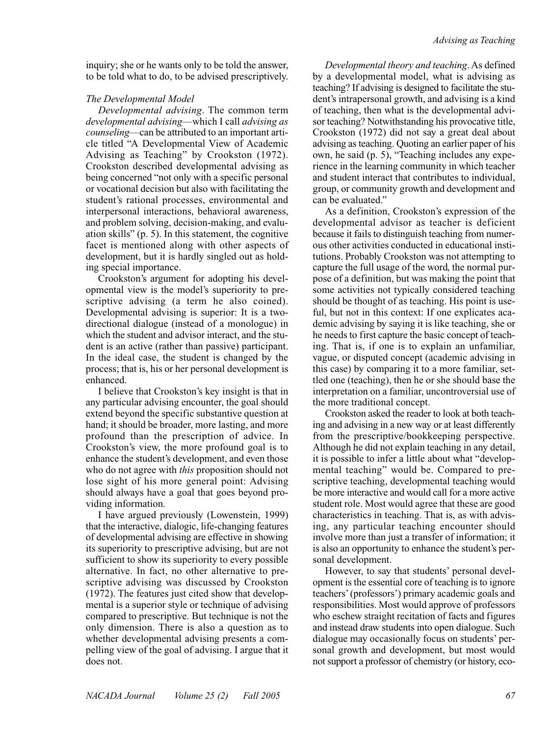inquiry; she or he wants only to be told the answer, to be told what to do, to be advised prescriptively.

### *The Developmental Model*

*Developmental advising*. The common term *developmental advising*—which I call *advising as counseling*—can be attributed to an important article titled "A Developmental View of Academic Advising as Teaching" by Crookston (1972). Crookston described developmental advising as being concerned "not only with a specific personal or vocational decision but also with facilitating the student's rational processes, environmental and interpersonal interactions, behavioral awareness, and problem solving, decision-making, and evaluation skills" (p. 5). In this statement, the cognitive facet is mentioned along with other aspects of development, but it is hardly singled out as holding special importance.

Crookston's argument for adopting his developmental view is the model's superiority to prescriptive advising (a term he also coined). Developmental advising is superior: It is a two-directional dialogue (instead of a monologue) in which the student and advisor interact, and the student is an active (rather than passive) participant. In the ideal case, the student is changed by the process; that is, his or her personal development is enhanced.

I believe that Crookston's key insight is that in any particular advising encounter, the goal should extend beyond the specific substantive question at hand; it should be broader, more lasting, and more profound than the prescription of advice. In Crookston's view, the more profound goal is to enhance the student's development, and even those who do not agree with *this* proposition should not lose sight of his more general point: Advising should always have a goal that goes beyond providing information.

I have argued previously (Lowenstein, 1999) that the interactive, dialogic, life-changing features of developmental advising are effective in showing its superiority to prescriptive advising, but are not sufficient to show its superiority to every possible alternative. In fact, no other alternative to prescriptive advising was discussed by Crookston (1972). The features just cited show that developmental is a superior style or technique of advising compared to prescriptive. But technique is not the only dimension. There is also a question as to whether developmental advising presents a compelling view of the goal of advising. I argue that it does not.

*Developmental theory and teaching*. As defined by a developmental model, what is advising as teaching? If advising is designed to facilitate the student's intrapersonal growth, and advising is a kind of teaching, then what is the developmental advisor teaching? Notwithstanding his provocative title, Crookston (1972) did not say a great deal about advising as teaching. Quoting an earlier paper of his own, he said (p. 5), "Teaching includes any experience in the learning community in which teacher and student interact that contributes to individual, group, or community growth and development and can be evaluated."

As a definition, Crookston's expression of the developmental advisor as teacher is deficient because it fails to distinguish teaching from numerous other activities conducted in educational institutions. Probably Crookston was not attempting to capture the full usage of the word, the normal purpose of a definition, but was making the point that some activities not typically considered teaching should be thought of as teaching. His point is useful, but not in this context: If one explicates academic advising by saying it is like teaching, she or he needs to first capture the basic concept of teaching. That is, if one is to explain an unfamiliar, vague, or disputed concept (academic advising in this case) by comparing it to a more familiar, settled one (teaching), then he or she should base the interpretation on a familiar, uncontroversial use of the more traditional concept.

Crookston asked the reader to look at both teaching and advising in a new way or at least differently from the prescriptive/bookkeeping perspective. Although he did not explain teaching in any detail, it is possible to infer a little about what "developmental teaching" would be. Compared to prescriptive teaching, developmental teaching would be more interactive and would call for a more active student role. Most would agree that these are good characteristics in teaching. That is, as with advising, any particular teaching encounter should involve more than just a transfer of information; it is also an opportunity to enhance the student's personal development.

However, to say that students' personal development is the essential core of teaching is to ignore teachers' (professors') primary academic goals and responsibilities. Most would approve of professors who eschew straight recitation of facts and figures and instead draw students into open dialogue. Such dialogue may occasionally focus on students' personal growth and development, but most would not support a professor of chemistry (or history, eco-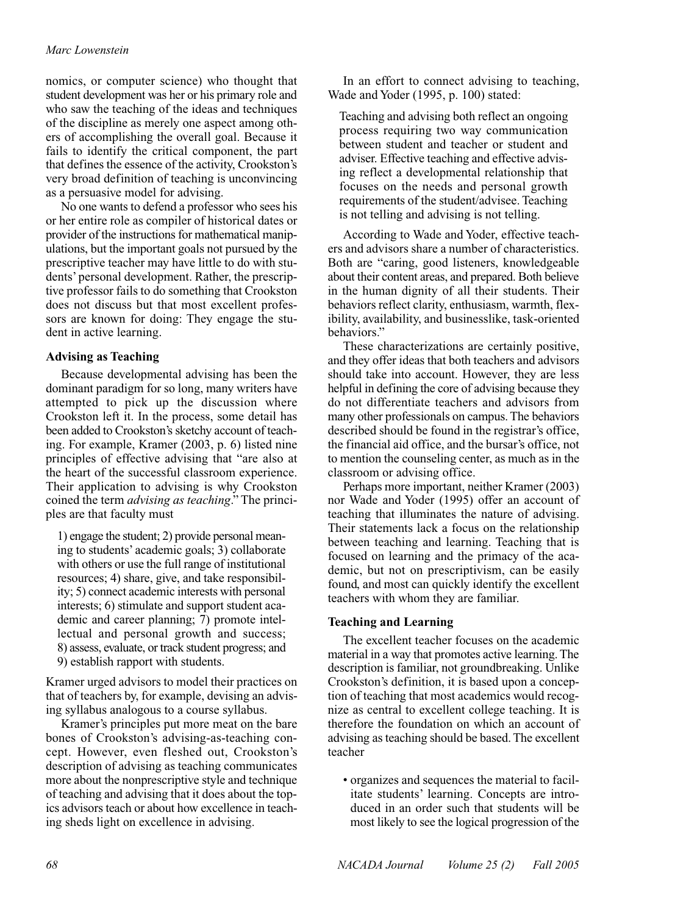nomics, or computer science) who thought that student development was her or his primary role and who saw the teaching of the ideas and techniques of the discipline as merely one aspect among others of accomplishing the overall goal. Because it fails to identify the critical component, the part that defines the essence of the activity, Crookston's very broad definition of teaching is unconvincing as a persuasive model for advising.

No one wants to defend a professor who sees his or her entire role as compiler of historical dates or provider of the instructions for mathematical manipulations, but the important goals not pursued by the prescriptive teacher may have little to do with students' personal development. Rather, the prescriptive professor fails to do something that Crookston does not discuss but that most excellent professors are known for doing: They engage the student in active learning.

### Advising as Teaching

Because developmental advising has been the dominant paradigm for so long, many writers have attempted to pick up the discussion where Crookston left it. In the process, some detail has been added to Crookston's sketchy account of teaching. For example, Kramer (2003, p. 6) listed nine principles of effective advising that "are also at the heart of the successful classroom experience. Their application to advising is why Crookston coined the term *advising as teaching*." The principles are that faculty must

> 1) engage the student; 2) provide personal meaning to students' academic goals; 3) collaborate with others or use the full range of institutional resources; 4) share, give, and take responsibility; 5) connect academic interests with personal interests; 6) stimulate and support student academic and career planning; 7) promote intellectual and personal growth and success; 8) assess, evaluate, or track student progress; and 9) establish rapport with students.

Kramer urged advisors to model their practices on that of teachers by, for example, devising an advising syllabus analogous to a course syllabus.

Kramer's principles put more meat on the bare bones of Crookston's advising-as-teaching concept. However, even fleshed out, Crookston's description of advising as teaching communicates more about the nonprescriptive style and technique of teaching and advising that it does about the topics advisors teach or about how excellence in teaching sheds light on excellence in advising.

In an effort to connect advising to teaching, Wade and Yoder (1995, p. 100) stated:

> Teaching and advising both reflect an ongoing process requiring two way communication between student and teacher or student and adviser. Effective teaching and effective advising reflect a developmental relationship that focuses on the needs and personal growth requirements of the student/advisee. Teaching is not telling and advising is not telling.

According to Wade and Yoder, effective teachers and advisors share a number of characteristics. Both are "caring, good listeners, knowledgeable about their content areas, and prepared. Both believe in the human dignity of all their students. Their behaviors reflect clarity, enthusiasm, warmth, flexibility, availability, and businesslike, task-oriented behaviors."

These characterizations are certainly positive, and they offer ideas that both teachers and advisors should take into account. However, they are less helpful in defining the core of advising because they do not differentiate teachers and advisors from many other professionals on campus. The behaviors described should be found in the registrar's office, the financial aid office, and the bursar's office, not to mention the counseling center, as much as in the classroom or advising office.

Perhaps more important, neither Kramer (2003) nor Wade and Yoder (1995) offer an account of teaching that illuminates the nature of advising. Their statements lack a focus on the relationship between teaching and learning. Teaching that is focused on learning and the primacy of the academic, but not on prescriptivism, can be easily found, and most can quickly identify the excellent teachers with whom they are familiar.

### Teaching and Learning

The excellent teacher focuses on the academic material in a way that promotes active learning. The description is familiar, not groundbreaking. Unlike Crookston's definition, it is based upon a conception of teaching that most academics would recognize as central to excellent college teaching. It is therefore the foundation on which an account of advising as teaching should be based. The excellent teacher

- organizes and sequences the material to facilitate students' learning. Concepts are introduced in an order such that students will be most likely to see the logical progression of the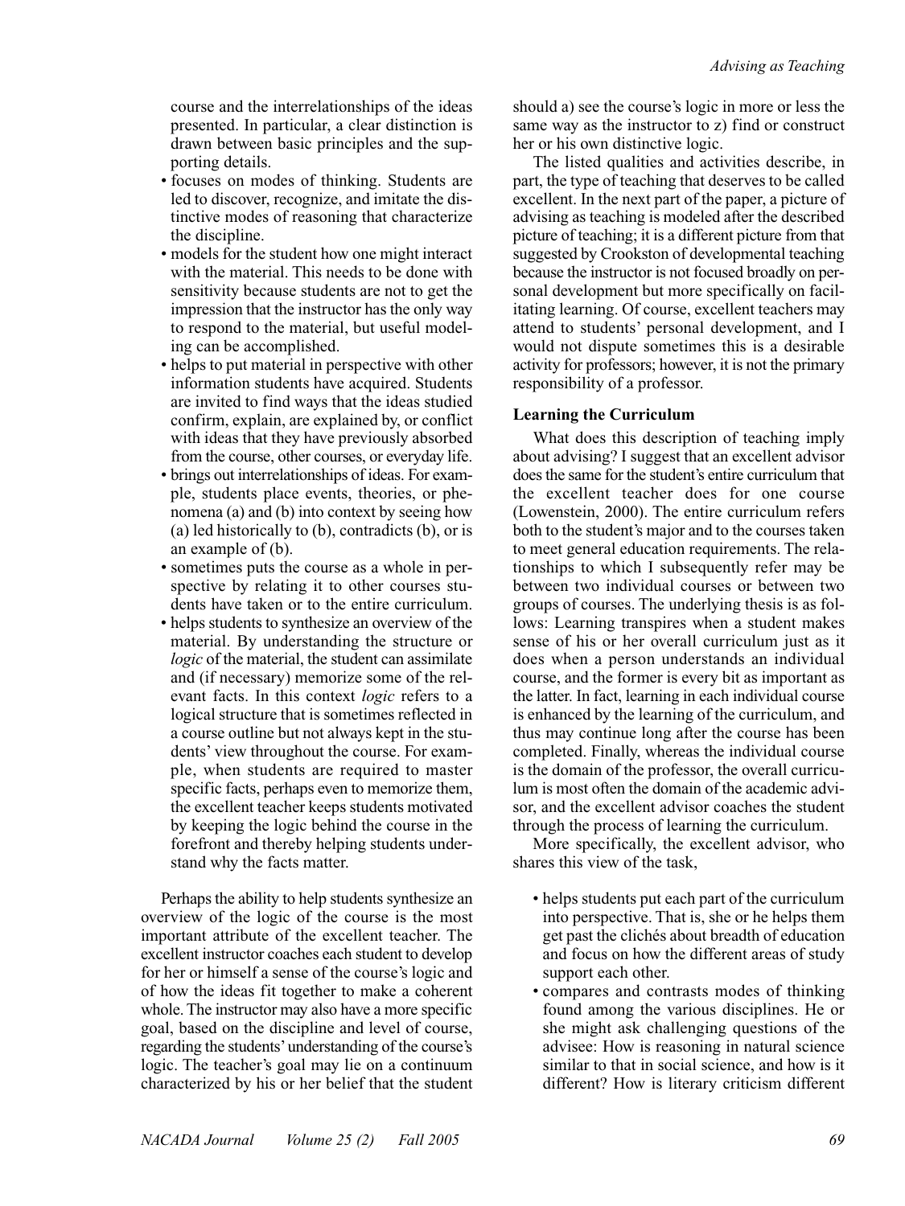course and the interrelationships of the ideas presented. In particular, a clear distinction is drawn between basic principles and the supporting details.

- focuses on modes of thinking. Students are led to discover, recognize, and imitate the distinctive modes of reasoning that characterize the discipline.
- models for the student how one might interact with the material. This needs to be done with sensitivity because students are not to get the impression that the instructor has the only way to respond to the material, but useful modeling can be accomplished.
- helps to put material in perspective with other information students have acquired. Students are invited to find ways that the ideas studied confirm, explain, are explained by, or conflict with ideas that they have previously absorbed from the course, other courses, or everyday life.
- brings out interrelationships of ideas. For example, students place events, theories, or phenomena (a) and (b) into context by seeing how (a) led historically to (b), contradicts (b), or is an example of (b).
- sometimes puts the course as a whole in perspective by relating it to other courses students have taken or to the entire curriculum.
- helps students to synthesize an overview of the material. By understanding the structure or *logic* of the material, the student can assimilate and (if necessary) memorize some of the relevant facts. In this context *logic* refers to a logical structure that is sometimes reflected in a course outline but not always kept in the students' view throughout the course. For example, when students are required to master specific facts, perhaps even to memorize them, the excellent teacher keeps students motivated by keeping the logic behind the course in the forefront and thereby helping students understand why the facts matter.

Perhaps the ability to help students synthesize an overview of the logic of the course is the most important attribute of the excellent teacher. The excellent instructor coaches each student to develop for her or himself a sense of the course's logic and of how the ideas fit together to make a coherent whole. The instructor may also have a more specific goal, based on the discipline and level of course, regarding the students' understanding of the course's logic. The teacher's goal may lie on a continuum characterized by his or her belief that the student should a) see the course's logic in more or less the same way as the instructor to z) find or construct her or his own distinctive logic.

The listed qualities and activities describe, in part, the type of teaching that deserves to be called excellent. In the next part of the paper, a picture of advising as teaching is modeled after the described picture of teaching; it is a different picture from that suggested by Crookston of developmental teaching because the instructor is not focused broadly on personal development but more specifically on facilitating learning. Of course, excellent teachers may attend to students' personal development, and I would not dispute sometimes this is a desirable activity for professors; however, it is not the primary responsibility of a professor.

### Learning the Curriculum

What does this description of teaching imply about advising? I suggest that an excellent advisor does the same for the student's entire curriculum that the excellent teacher does for one course (Lowenstein, 2000). The entire curriculum refers both to the student's major and to the courses taken to meet general education requirements. The relationships to which I subsequently refer may be between two individual courses or between two groups of courses. The underlying thesis is as follows: Learning transpires when a student makes sense of his or her overall curriculum just as it does when a person understands an individual course, and the former is every bit as important as the latter. In fact, learning in each individual course is enhanced by the learning of the curriculum, and thus may continue long after the course has been completed. Finally, whereas the individual course is the domain of the professor, the overall curriculum is most often the domain of the academic advisor, and the excellent advisor coaches the student through the process of learning the curriculum.

More specifically, the excellent advisor, who shares this view of the task,

- helps students put each part of the curriculum into perspective. That is, she or he helps them get past the clichés about breadth of education and focus on how the different areas of study support each other.
- compares and contrasts modes of thinking found among the various disciplines. He or she might ask challenging questions of the advisee: How is reasoning in natural science similar to that in social science, and how is it different? How is literary criticism different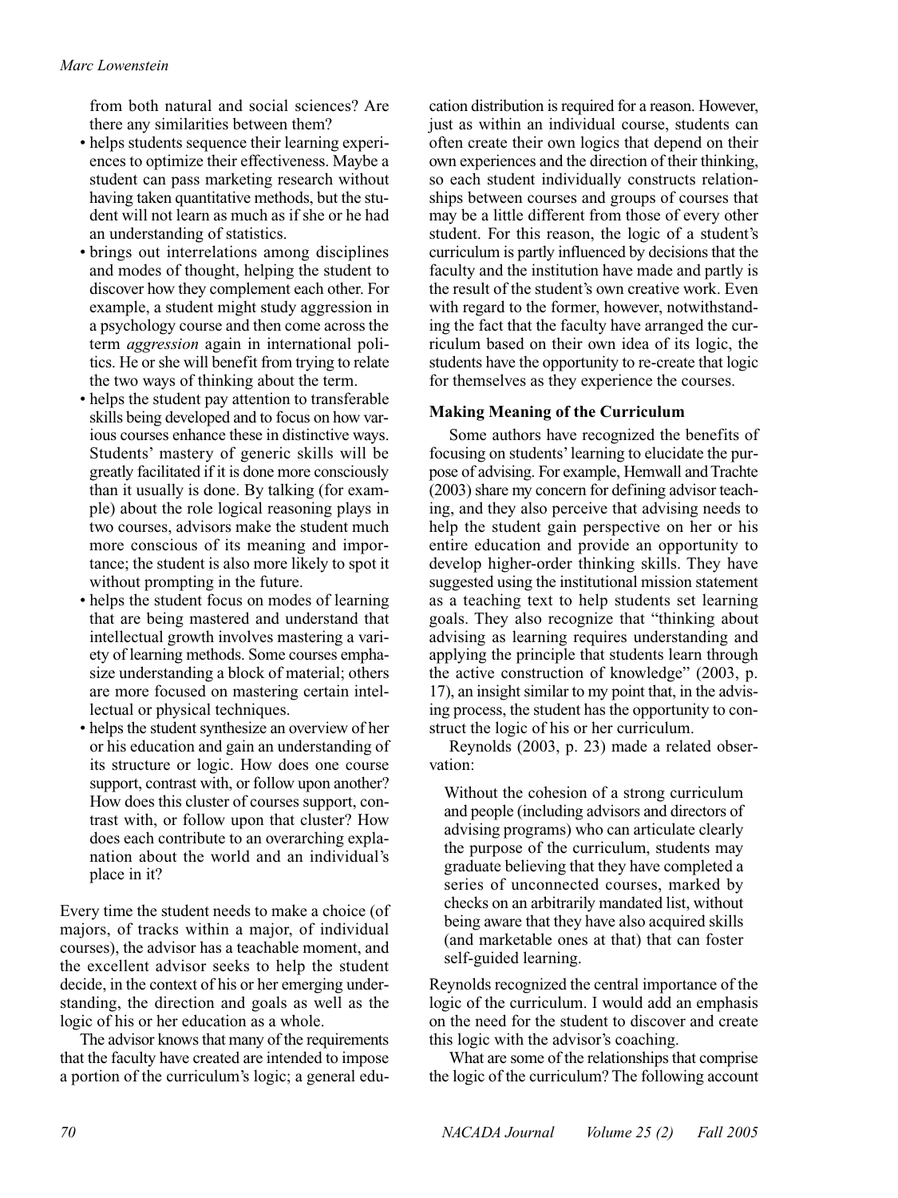from both natural and social sciences? Are there any similarities between them?

- helps students sequence their learning experiences to optimize their effectiveness. Maybe a student can pass marketing research without having taken quantitative methods, but the student will not learn as much as if she or he had an understanding of statistics.
- brings out interrelations among disciplines and modes of thought, helping the student to discover how they complement each other. For example, a student might study aggression in a psychology course and then come across the term *aggression* again in international politics. He or she will benefit from trying to relate the two ways of thinking about the term.
- helps the student pay attention to transferable skills being developed and to focus on how various courses enhance these in distinctive ways. Students' mastery of generic skills will be greatly facilitated if it is done more consciously than it usually is done. By talking (for example) about the role logical reasoning plays in two courses, advisors make the student much more conscious of its meaning and importance; the student is also more likely to spot it without prompting in the future.
- helps the student focus on modes of learning that are being mastered and understand that intellectual growth involves mastering a variety of learning methods. Some courses emphasize understanding a block of material; others are more focused on mastering certain intellectual or physical techniques.
- helps the student synthesize an overview of her or his education and gain an understanding of its structure or logic. How does one course support, contrast with, or follow upon another? How does this cluster of courses support, contrast with, or follow upon that cluster? How does each contribute to an overarching explanation about the world and an individual's place in it?

Every time the student needs to make a choice (of majors, of tracks within a major, of individual courses), the advisor has a teachable moment, and the excellent advisor seeks to help the student decide, in the context of his or her emerging understanding, the direction and goals as well as the logic of his or her education as a whole.

The advisor knows that many of the requirements that the faculty have created are intended to impose a portion of the curriculum's logic; a general education distribution is required for a reason. However, just as within an individual course, students can often create their own logics that depend on their own experiences and the direction of their thinking, so each student individually constructs relationships between courses and groups of courses that may be a little different from those of every other student. For this reason, the logic of a student's curriculum is partly influenced by decisions that the faculty and the institution have made and partly is the result of the student's own creative work. Even with regard to the former, however, notwithstanding the fact that the faculty have arranged the curriculum based on their own idea of its logic, the students have the opportunity to re-create that logic for themselves as they experience the courses.

### Making Meaning of the Curriculum

Some authors have recognized the benefits of focusing on students' learning to elucidate the purpose of advising. For example, Hemwall and Trachte (2003) share my concern for defining advisor teaching, and they also perceive that advising needs to help the student gain perspective on her or his entire education and provide an opportunity to develop higher-order thinking skills. They have suggested using the institutional mission statement as a teaching text to help students set learning goals. They also recognize that "thinking about advising as learning requires understanding and applying the principle that students learn through the active construction of knowledge" (2003, p. 17), an insight similar to my point that, in the advising process, the student has the opportunity to construct the logic of his or her curriculum.

Reynolds (2003, p. 23) made a related observation:

> Without the cohesion of a strong curriculum and people (including advisors and directors of advising programs) who can articulate clearly the purpose of the curriculum, students may graduate believing that they have completed a series of unconnected courses, marked by checks on an arbitrarily mandated list, without being aware that they have also acquired skills (and marketable ones at that) that can foster self-guided learning.

Reynolds recognized the central importance of the logic of the curriculum. I would add an emphasis on the need for the student to discover and create this logic with the advisor's coaching.

What are some of the relationships that comprise the logic of the curriculum? The following account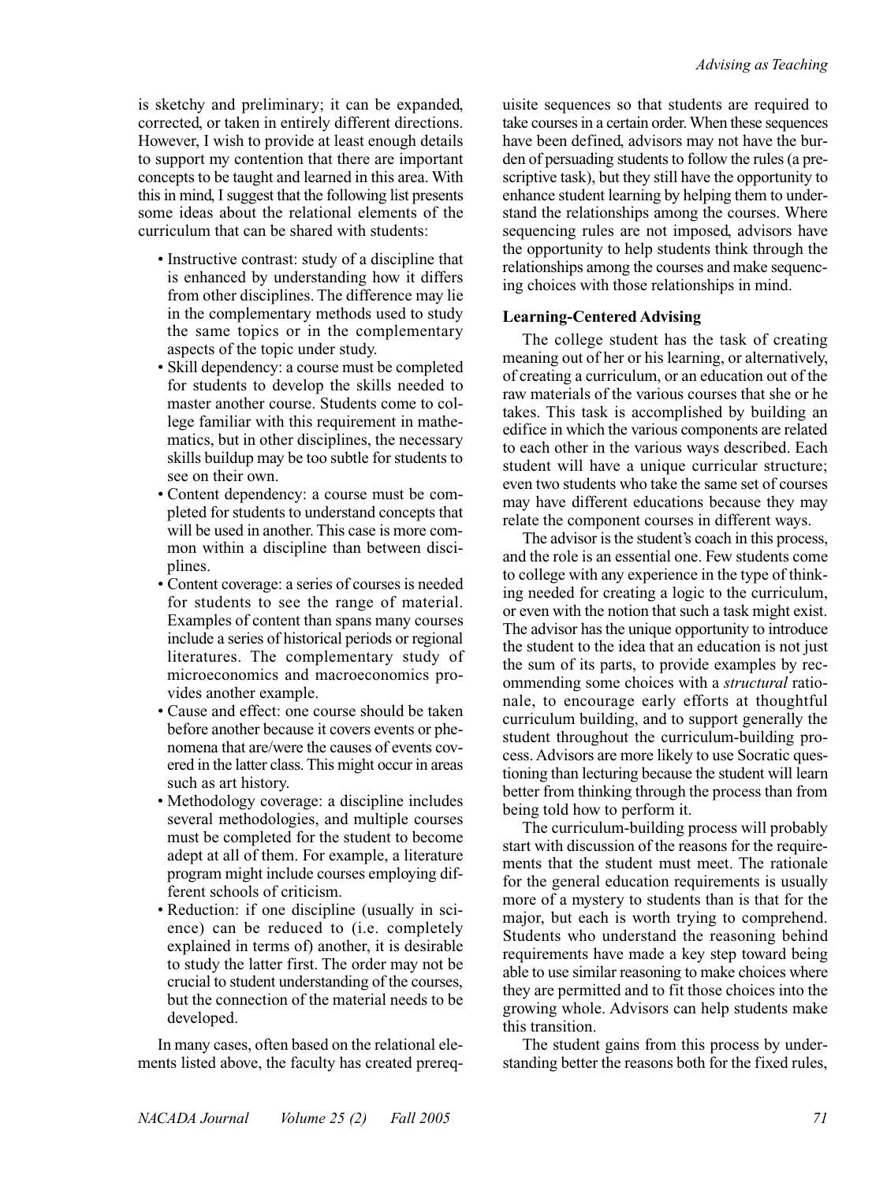is sketchy and preliminary; it can be expanded, corrected, or taken in entirely different directions. However, I wish to provide at least enough details to support my contention that there are important concepts to be taught and learned in this area. With this in mind, I suggest that the following list presents some ideas about the relational elements of the curriculum that can be shared with students:

- Instructive contrast: study of a discipline that is enhanced by understanding how it differs from other disciplines. The difference may lie in the complementary methods used to study the same topics or in the complementary aspects of the topic under study.
- Skill dependency: a course must be completed for students to develop the skills needed to master another course. Students come to college familiar with this requirement in mathematics, but in other disciplines, the necessary skills buildup may be too subtle for students to see on their own.
- Content dependency: a course must be completed for students to understand concepts that will be used in another. This case is more common within a discipline than between disciplines.
- Content coverage: a series of courses is needed for students to see the range of material. Examples of content than spans many courses include a series of historical periods or regional literatures. The complementary study of microeconomics and macroeconomics provides another example.
- Cause and effect: one course should be taken before another because it covers events or phenomena that are/were the causes of events covered in the latter class. This might occur in areas such as art history.
- Methodology coverage: a discipline includes several methodologies, and multiple courses must be completed for the student to become adept at all of them. For example, a literature program might include courses employing different schools of criticism.
- Reduction: if one discipline (usually in science) can be reduced to (i.e. completely explained in terms of) another, it is desirable to study the latter first. The order may not be crucial to student understanding of the courses, but the connection of the material needs to be developed.

In many cases, often based on the relational elements listed above, the faculty has created prerequisite sequences so that students are required to take courses in a certain order. When these sequences have been defined, advisors may not have the burden of persuading students to follow the rules (a prescriptive task), but they still have the opportunity to enhance student learning by helping them to understand the relationships among the courses. Where sequencing rules are not imposed, advisors have the opportunity to help students think through the relationships among the courses and make sequencing choices with those relationships in mind.

### Learning-Centered Advising

The college student has the task of creating meaning out of her or his learning, or alternatively, of creating a curriculum, or an education out of the raw materials of the various courses that she or he takes. This task is accomplished by building an edifice in which the various components are related to each other in the various ways described. Each student will have a unique curricular structure; even two students who take the same set of courses may have different educations because they may relate the component courses in different ways.

The advisor is the student's coach in this process, and the role is an essential one. Few students come to college with any experience in the type of thinking needed for creating a logic to the curriculum, or even with the notion that such a task might exist. The advisor has the unique opportunity to introduce the student to the idea that an education is not just the sum of its parts, to provide examples by recommending some choices with a *structural* rationale, to encourage early efforts at thoughtful curriculum building, and to support generally the student throughout the curriculum-building process. Advisors are more likely to use Socratic questioning than lecturing because the student will learn better from thinking through the process than from being told how to perform it.

The curriculum-building process will probably start with discussion of the reasons for the requirements that the student must meet. The rationale for the general education requirements is usually more of a mystery to students than is that for the major, but each is worth trying to comprehend. Students who understand the reasoning behind requirements have made a key step toward being able to use similar reasoning to make choices where they are permitted and to fit those choices into the growing whole. Advisors can help students make this transition.

The student gains from this process by understanding better the reasons both for the fixed rules,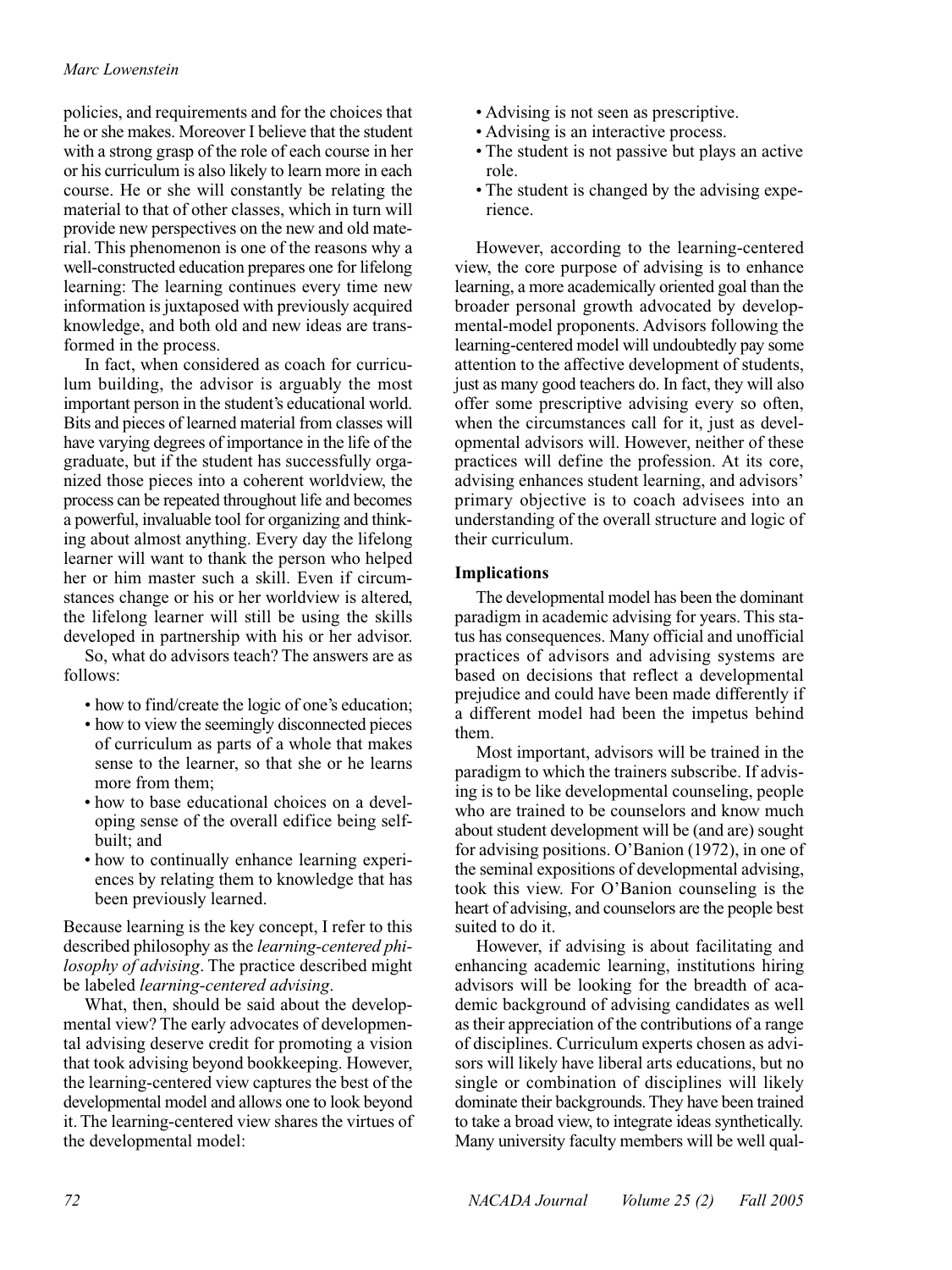policies, and requirements and for the choices that he or she makes. Moreover I believe that the student with a strong grasp of the role of each course in her or his curriculum is also likely to learn more in each course. He or she will constantly be relating the material to that of other classes, which in turn will provide new perspectives on the new and old material. This phenomenon is one of the reasons why a well-constructed education prepares one for lifelong learning: The learning continues every time new information is juxtaposed with previously acquired knowledge, and both old and new ideas are transformed in the process.

In fact, when considered as coach for curriculum building, the advisor is arguably the most important person in the student's educational world. Bits and pieces of learned material from classes will have varying degrees of importance in the life of the graduate, but if the student has successfully organized those pieces into a coherent worldview, the process can be repeated throughout life and becomes a powerful, invaluable tool for organizing and thinking about almost anything. Every day the lifelong learner will want to thank the person who helped her or him master such a skill. Even if circumstances change or his or her worldview is altered, the lifelong learner will still be using the skills developed in partnership with his or her advisor.

So, what do advisors teach? The answers are as follows:

- how to find/create the logic of one's education;
- how to view the seemingly disconnected pieces of curriculum as parts of a whole that makes sense to the learner, so that she or he learns more from them;
- how to base educational choices on a developing sense of the overall edifice being self-built; and
- how to continually enhance learning experiences by relating them to knowledge that has been previously learned.

Because learning is the key concept, I refer to this described philosophy as the *learning-centered philosophy of advising*. The practice described might be labeled *learning-centered advising*.

What, then, should be said about the developmental view? The early advocates of developmental advising deserve credit for promoting a vision that took advising beyond bookkeeping. However, the learning-centered view captures the best of the developmental model and allows one to look beyond it. The learning-centered view shares the virtues of the developmental model:

- Advising is not seen as prescriptive.
- Advising is an interactive process.
- The student is not passive but plays an active role.
- The student is changed by the advising experience.

However, according to the learning-centered view, the core purpose of advising is to enhance learning, a more academically oriented goal than the broader personal growth advocated by developmental-model proponents. Advisors following the learning-centered model will undoubtedly pay some attention to the affective development of students, just as many good teachers do. In fact, they will also offer some prescriptive advising every so often, when the circumstances call for it, just as developmental advisors will. However, neither of these practices will define the profession. At its core, advising enhances student learning, and advisors' primary objective is to coach advisees into an understanding of the overall structure and logic of their curriculum.

### Implications

The developmental model has been the dominant paradigm in academic advising for years. This status has consequences. Many official and unofficial practices of advisors and advising systems are based on decisions that reflect a developmental prejudice and could have been made differently if a different model had been the impetus behind them.

Most important, advisors will be trained in the paradigm to which the trainers subscribe. If advising is to be like developmental counseling, people who are trained to be counselors and know much about student development will be (and are) sought for advising positions. O'Banion (1972), in one of the seminal expositions of developmental advising, took this view. For O'Banion counseling is the heart of advising, and counselors are the people best suited to do it.

However, if advising is about facilitating and enhancing academic learning, institutions hiring advisors will be looking for the breadth of academic background of advising candidates as well as their appreciation of the contributions of a range of disciplines. Curriculum experts chosen as advisors will likely have liberal arts educations, but no single or combination of disciplines will likely dominate their backgrounds. They have been trained to take a broad view, to integrate ideas synthetically. Many university faculty members will be well qual-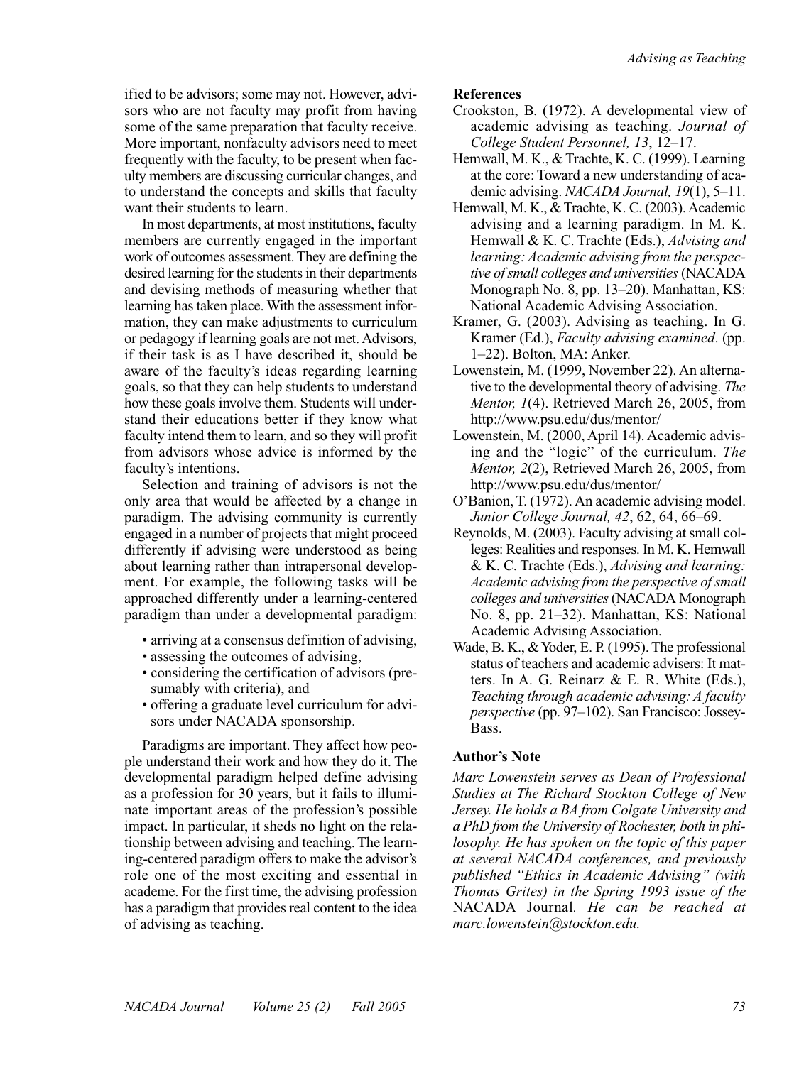ified to be advisors; some may not. However, advisors who are not faculty may profit from having some of the same preparation that faculty receive. More important, nonfaculty advisors need to meet frequently with the faculty, to be present when faculty members are discussing curricular changes, and to understand the concepts and skills that faculty want their students to learn.

In most departments, at most institutions, faculty members are currently engaged in the important work of outcomes assessment. They are defining the desired learning for the students in their departments and devising methods of measuring whether that learning has taken place. With the assessment information, they can make adjustments to curriculum or pedagogy if learning goals are not met. Advisors, if their task is as I have described it, should be aware of the faculty's ideas regarding learning goals, so that they can help students to understand how these goals involve them. Students will understand their educations better if they know what faculty intend them to learn, and so they will profit from advisors whose advice is informed by the faculty's intentions.

Selection and training of advisors is not the only area that would be affected by a change in paradigm. The advising community is currently engaged in a number of projects that might proceed differently if advising were understood as being about learning rather than intrapersonal development. For example, the following tasks will be approached differently under a learning-centered paradigm than under a developmental paradigm:

- arriving at a consensus definition of advising,
- assessing the outcomes of advising,
- considering the certification of advisors (presumably with criteria), and
- offering a graduate level curriculum for advisors under NACADA sponsorship.

Paradigms are important. They affect how people understand their work and how they do it. The developmental paradigm helped define advising as a profession for 30 years, but it fails to illuminate important areas of the profession's possible impact. In particular, it sheds no light on the relationship between advising and teaching. The learning-centered paradigm offers to make the advisor's role one of the most exciting and essential in academe. For the first time, the advising profession has a paradigm that provides real content to the idea of advising as teaching.

## References

Crookston, B. (1972). A developmental view of academic advising as teaching. *Journal of College Student Personnel, 13*, 12–17.

Hemwall, M. K., & Trachte, K. C. (1999). Learning at the core: Toward a new understanding of academic advising. *NACADA Journal, 19*(1), 5–11.

Hemwall, M. K., & Trachte, K. C. (2003). Academic advising and a learning paradigm. In M. K. Hemwall & K. C. Trachte (Eds.), *Advising and learning: Academic advising from the perspective of small colleges and universities* (NACADA Monograph No. 8, pp. 13–20). Manhattan, KS: National Academic Advising Association.

Kramer, G. (2003). Advising as teaching. In G. Kramer (Ed.), *Faculty advising examined*. (pp. 1–22). Bolton, MA: Anker.

Lowenstein, M. (1999, November 22). An alternative to the developmental theory of advising. *The Mentor, 1*(4). Retrieved March 26, 2005, from http://www.psu.edu/dus/mentor/

Lowenstein, M. (2000, April 14). Academic advising and the "logic" of the curriculum. *The Mentor, 2*(2), Retrieved March 26, 2005, from http://www.psu.edu/dus/mentor/

O'Banion, T. (1972). An academic advising model. *Junior College Journal, 42*, 62, 64, 66–69.

Reynolds, M. (2003). Faculty advising at small colleges: Realities and responses. In M. K. Hemwall & K. C. Trachte (Eds.), *Advising and learning: Academic advising from the perspective of small colleges and universities* (NACADA Monograph No. 8, pp. 21–32). Manhattan, KS: National Academic Advising Association.

Wade, B. K., & Yoder, E. P. (1995). The professional status of teachers and academic advisers: It matters. In A. G. Reinarz & E. R. White (Eds.), *Teaching through academic advising: A faculty perspective* (pp. 97–102). San Francisco: Jossey-Bass.

## Author's Note

*Marc Lowenstein serves as Dean of Professional Studies at The Richard Stockton College of New Jersey. He holds a BA from Colgate University and a PhD from the University of Rochester, both in philosophy. He has spoken on the topic of this paper at several NACADA conferences, and previously published "Ethics in Academic Advising" (with Thomas Grites) in the Spring 1993 issue of the* NACADA Journal*. He can be reached at marc.lowenstein@stockton.edu.*